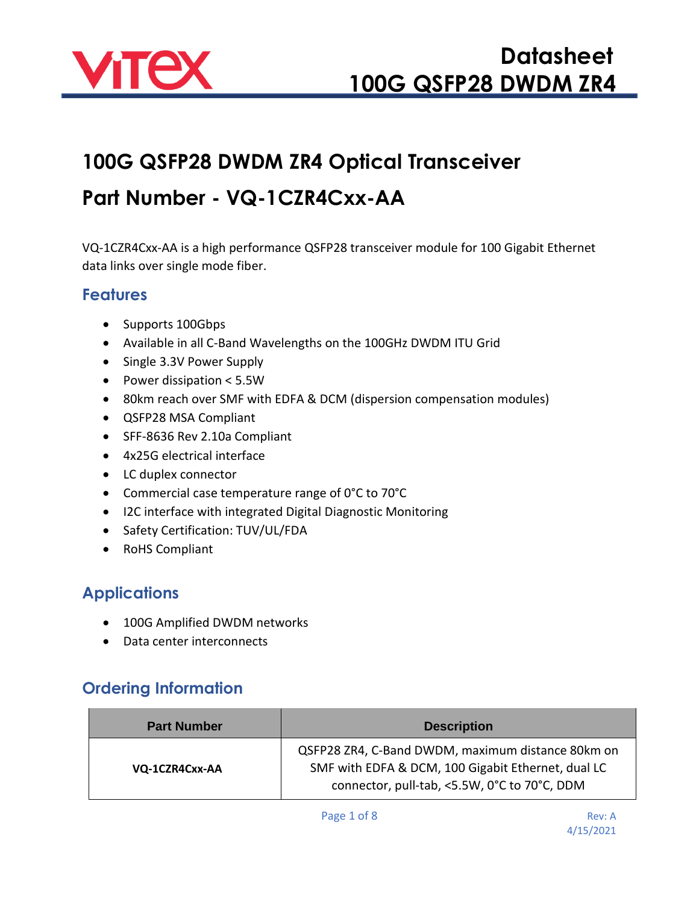# 100G QSFP28 DWDM ZR4 Optical Transceiver

# Part Number - VQ-1CZR4Cxx-AA

VQ-1CZR4Cxx-AA is a high performance QSFP28 transceiver module for 100 Gigabit Ethernet data links over single mode fiber.

## Features

- Supports 100Gbps
- Available in all C-Band Wavelengths on the 100GHz DWDM ITU Grid
- Single 3.3V Power Supply
- Power dissipation < 5.5W
- 80km reach over SMF with EDFA & DCM (dispersion compensation modules)
- QSFP28 MSA Compliant
- SFF-8636 Rev 2.10a Compliant
- 4x25G electrical interface
- LC duplex connector
- Commercial case temperature range of 0°C to 70°C
- I2C interface with integrated Digital Diagnostic Monitoring
- Safety Certification: TUV/UL/FDA
- RoHS Compliant

## Applications

- 100G Amplified DWDM networks
- Data center interconnects

## Ordering Information

| Part Number | Description |
| --- | --- |
| **VQ-1CZR4Cxx-AA** | QSFP28 ZR4, C-Band DWDM, maximum distance 80km on SMF with EDFA & DCM, 100 Gigabit Ethernet, dual LC connector, pull-tab, <5.5W, 0°C to 70°C, DDM |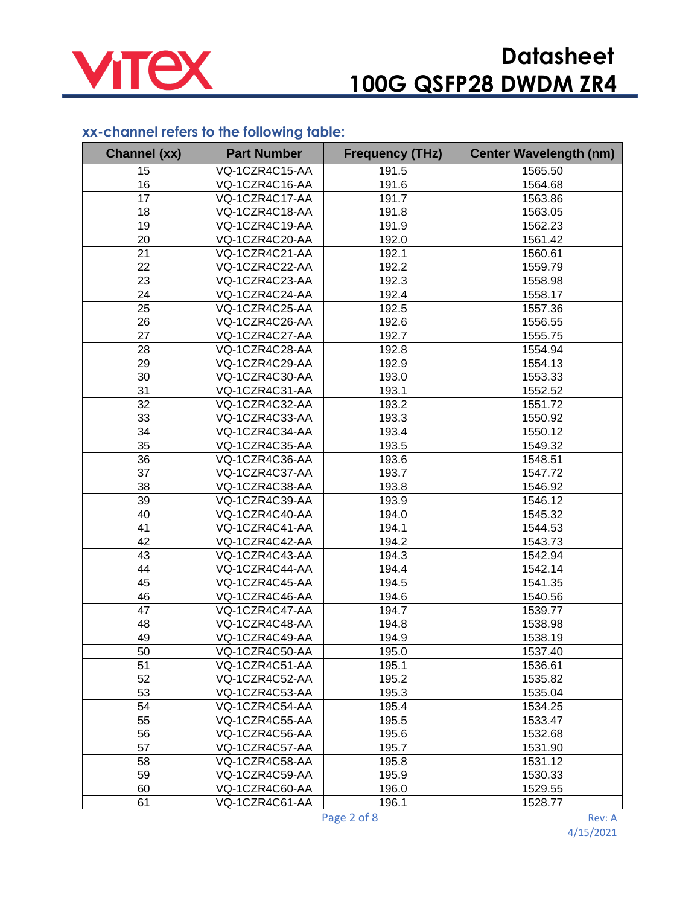### xx-channel refers to the following table:

| Channel (xx) | Part Number | Frequency (THz) | Center Wavelength (nm) |
|---|---|---|---|
| 15 | VQ-1CZR4C15-AA | 191.5 | 1565.50 |
| 16 | VQ-1CZR4C16-AA | 191.6 | 1564.68 |
| 17 | VQ-1CZR4C17-AA | 191.7 | 1563.86 |
| 18 | VQ-1CZR4C18-AA | 191.8 | 1563.05 |
| 19 | VQ-1CZR4C19-AA | 191.9 | 1562.23 |
| 20 | VQ-1CZR4C20-AA | 192.0 | 1561.42 |
| 21 | VQ-1CZR4C21-AA | 192.1 | 1560.61 |
| 22 | VQ-1CZR4C22-AA | 192.2 | 1559.79 |
| 23 | VQ-1CZR4C23-AA | 192.3 | 1558.98 |
| 24 | VQ-1CZR4C24-AA | 192.4 | 1558.17 |
| 25 | VQ-1CZR4C25-AA | 192.5 | 1557.36 |
| 26 | VQ-1CZR4C26-AA | 192.6 | 1556.55 |
| 27 | VQ-1CZR4C27-AA | 192.7 | 1555.75 |
| 28 | VQ-1CZR4C28-AA | 192.8 | 1554.94 |
| 29 | VQ-1CZR4C29-AA | 192.9 | 1554.13 |
| 30 | VQ-1CZR4C30-AA | 193.0 | 1553.33 |
| 31 | VQ-1CZR4C31-AA | 193.1 | 1552.52 |
| 32 | VQ-1CZR4C32-AA | 193.2 | 1551.72 |
| 33 | VQ-1CZR4C33-AA | 193.3 | 1550.92 |
| 34 | VQ-1CZR4C34-AA | 193.4 | 1550.12 |
| 35 | VQ-1CZR4C35-AA | 193.5 | 1549.32 |
| 36 | VQ-1CZR4C36-AA | 193.6 | 1548.51 |
| 37 | VQ-1CZR4C37-AA | 193.7 | 1547.72 |
| 38 | VQ-1CZR4C38-AA | 193.8 | 1546.92 |
| 39 | VQ-1CZR4C39-AA | 193.9 | 1546.12 |
| 40 | VQ-1CZR4C40-AA | 194.0 | 1545.32 |
| 41 | VQ-1CZR4C41-AA | 194.1 | 1544.53 |
| 42 | VQ-1CZR4C42-AA | 194.2 | 1543.73 |
| 43 | VQ-1CZR4C43-AA | 194.3 | 1542.94 |
| 44 | VQ-1CZR4C44-AA | 194.4 | 1542.14 |
| 45 | VQ-1CZR4C45-AA | 194.5 | 1541.35 |
| 46 | VQ-1CZR4C46-AA | 194.6 | 1540.56 |
| 47 | VQ-1CZR4C47-AA | 194.7 | 1539.77 |
| 48 | VQ-1CZR4C48-AA | 194.8 | 1538.98 |
| 49 | VQ-1CZR4C49-AA | 194.9 | 1538.19 |
| 50 | VQ-1CZR4C50-AA | 195.0 | 1537.40 |
| 51 | VQ-1CZR4C51-AA | 195.1 | 1536.61 |
| 52 | VQ-1CZR4C52-AA | 195.2 | 1535.82 |
| 53 | VQ-1CZR4C53-AA | 195.3 | 1535.04 |
| 54 | VQ-1CZR4C54-AA | 195.4 | 1534.25 |
| 55 | VQ-1CZR4C55-AA | 195.5 | 1533.47 |
| 56 | VQ-1CZR4C56-AA | 195.6 | 1532.68 |
| 57 | VQ-1CZR4C57-AA | 195.7 | 1531.90 |
| 58 | VQ-1CZR4C58-AA | 195.8 | 1531.12 |
| 59 | VQ-1CZR4C59-AA | 195.9 | 1530.33 |
| 60 | VQ-1CZR4C60-AA | 196.0 | 1529.55 |
| 61 | VQ-1CZR4C61-AA | 196.1 | 1528.77 |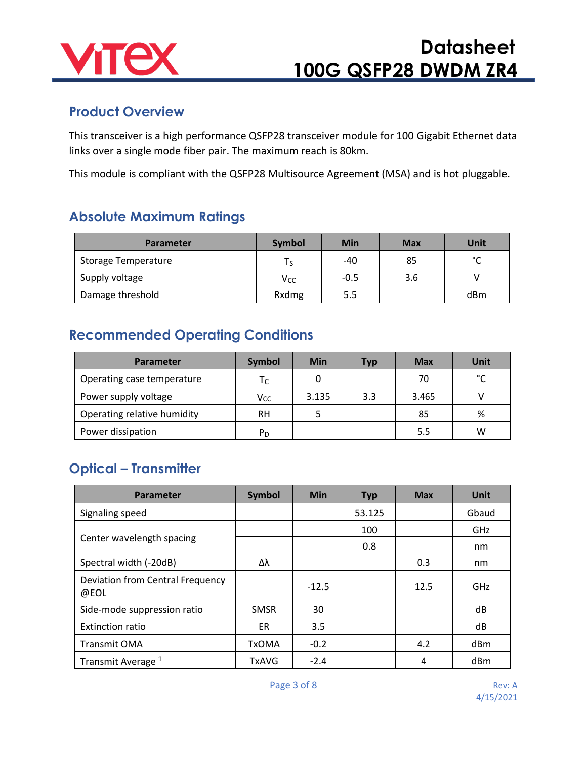## Product Overview

This transceiver is a high performance QSFP28 transceiver module for 100 Gigabit Ethernet data links over a single mode fiber pair. The maximum reach is 80km.

This module is compliant with the QSFP28 Multisource Agreement (MSA) and is hot pluggable.

## Absolute Maximum Ratings

| Parameter | Symbol | Min | Max | Unit |
|---|---|---|---|---|
| Storage Temperature | $T_S$ | -40 | 85 | °C |
| Supply voltage | $V_{CC}$ | -0.5 | 3.6 | V |
| Damage threshold | Rxdmg | 5.5 | | dBm |

## Recommended Operating Conditions

| Parameter | Symbol | Min | Typ | Max | Unit |
|---|---|---|---|---|---|
| Operating case temperature | $T_C$ | 0 | | 70 | °C |
| Power supply voltage | $V_{CC}$ | 3.135 | 3.3 | 3.465 | V |
| Operating relative humidity | RH | 5 | | 85 | % |
| Power dissipation | $P_D$ | | | 5.5 | W |

## Optical – Transmitter

| Parameter | Symbol | Min | Typ | Max | Unit |
|---|---|---|---|---|---|
| Signaling speed | | | 53.125 | | Gbaud |
| Center wavelength spacing | | | 100 | | GHz |
| | | | 0.8 | | nm |
| Spectral width (-20dB) | Δλ | | | 0.3 | nm |
| Deviation from Central Frequency @EOL | | -12.5 | | 12.5 | GHz |
| Side-mode suppression ratio | SMSR | 30 | | | dB |
| Extinction ratio | ER | 3.5 | | | dB |
| Transmit OMA | TxOMA | -0.2 | | 4.2 | dBm |
| Transmit Average [1] | TxAVG | -2.4 | | 4 | dBm |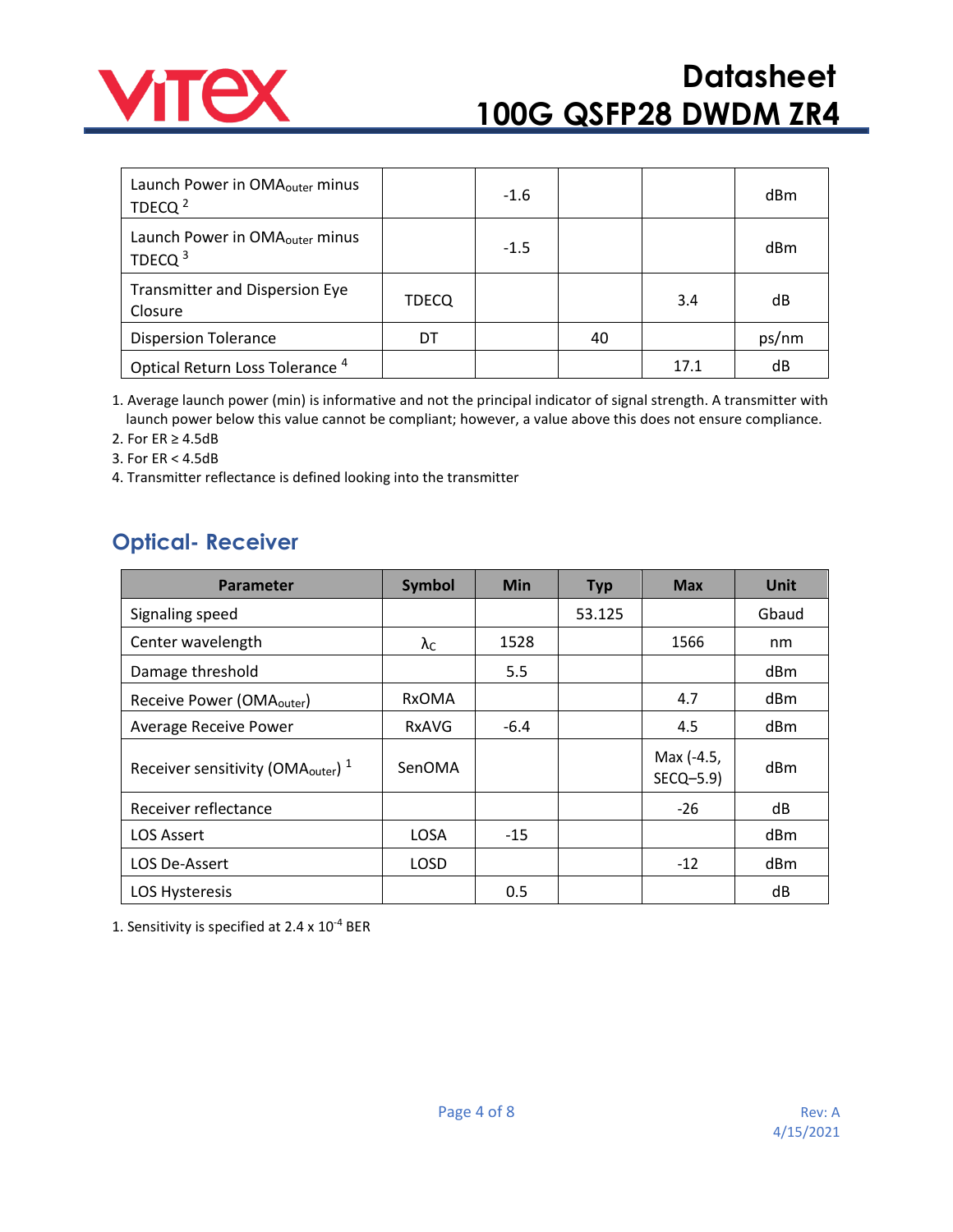| | | | | | |
|---|---|---|---|---|---|
| Launch Power in $OMA_{outer}$ minus TDECQ [2] | | -1.6 | | | dBm |
| Launch Power in $OMA_{outer}$ minus TDECQ [3] | | -1.5 | | | dBm |
| Transmitter and Dispersion Eye Closure | TDECQ | | | 3.4 | dB |
| Dispersion Tolerance | DT | | 40 | | ps/nm |
| Optical Return Loss Tolerance [4] | | | | 17.1 | dB |

1. Average launch power (min) is informative and not the principal indicator of signal strength. A transmitter with launch power below this value cannot be compliant; however, a value above this does not ensure compliance.
2. For ER ≥ 4.5dB
3. For ER < 4.5dB
4. Transmitter reflectance is defined looking into the transmitter

## Optical- Receiver

| Parameter | Symbol | Min | Typ | Max | Unit |
|---|---|---|---|---|---|
| Signaling speed | | | 53.125 | | Gbaud |
| Center wavelength | $\lambda_C$ | 1528 | | 1566 | nm |
| Damage threshold | | 5.5 | | | dBm |
| Receive Power ($OMA_{outer}$) | RxOMA | | | 4.7 | dBm |
| Average Receive Power | RxAVG | -6.4 | | 4.5 | dBm |
| Receiver sensitivity ($OMA_{outer}$) [1] | SenOMA | | | Max (-4.5, SECQ–5.9) | dBm |
| Receiver reflectance | | | | -26 | dB |
| LOS Assert | LOSA | -15 | | | dBm |
| LOS De-Assert | LOSD | | | -12 | dBm |
| LOS Hysteresis | | 0.5 | | | dB |

1. Sensitivity is specified at $2.4 \times 10^{-4}$ BER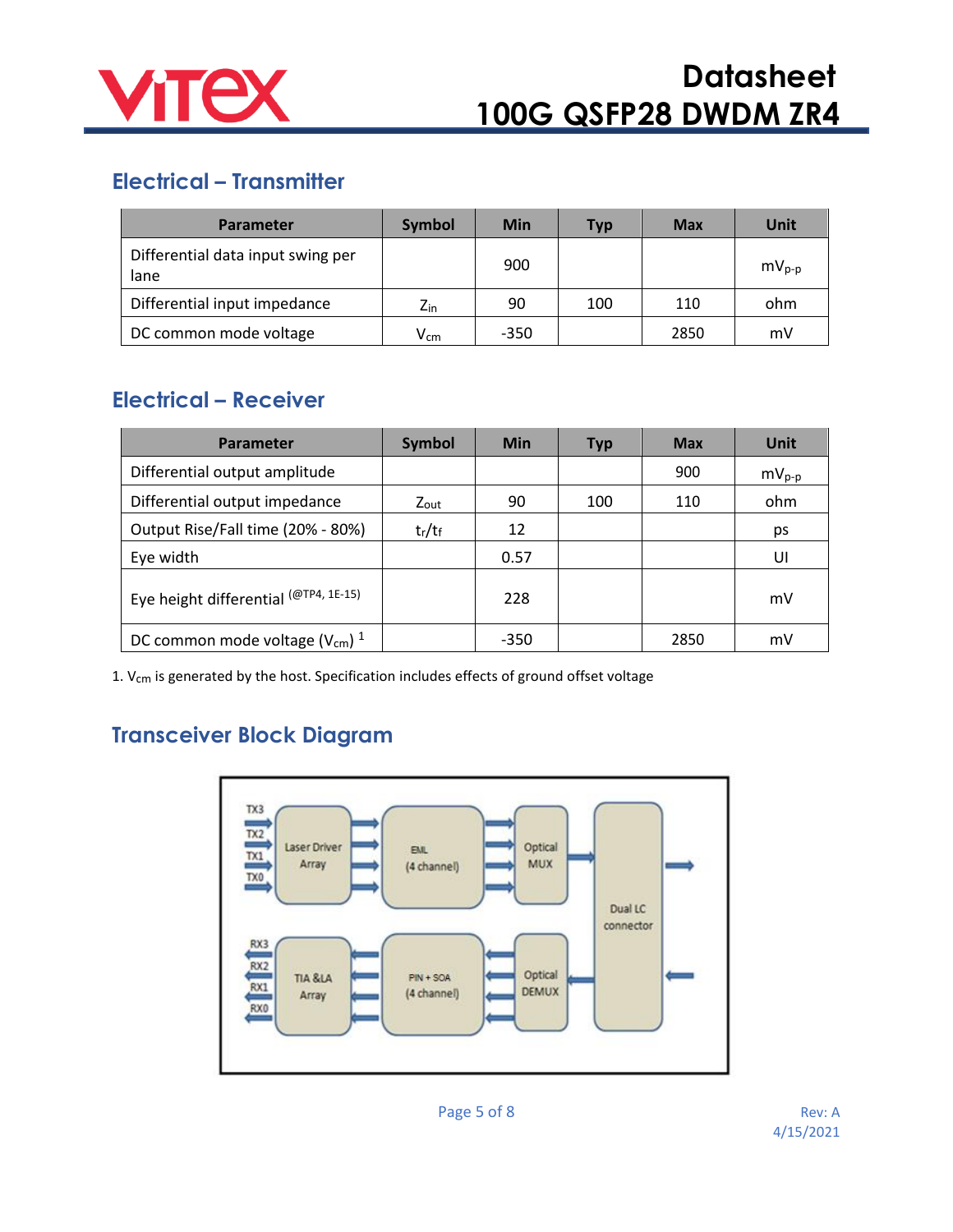## Electrical – Transmitter

| Parameter | Symbol | Min | Typ | Max | Unit |
|---|---|---|---|---|---|
| Differential data input swing per lane | | 900 | | | $mV_{p-p}$ |
| Differential input impedance | $Z_{in}$ | 90 | 100 | 110 | ohm |
| DC common mode voltage | $V_{cm}$ | -350 | | 2850 | mV |

## Electrical – Receiver

| Parameter | Symbol | Min | Typ | Max | Unit |
|---|---|---|---|---|---|
| Differential output amplitude | | | | 900 | $mV_{p-p}$ |
| Differential output impedance | $Z_{out}$ | 90 | 100 | 110 | ohm |
| Output Rise/Fall time (20% - 80%) | $t_r/t_f$ | 12 | | | ps |
| Eye width | | 0.57 | | | UI |
| Eye height differential (@TP4, 1E-15) | | 228 | | | mV |
| DC common mode voltage ($V_{cm}$) [1] | | -350 | | 2850 | mV |

1. $V_{cm}$ is generated by the host. Specification includes effects of ground offset voltage

## Transceiver Block Diagram

TX3 TX2 TX1 TX0 → Laser Driver Array → EML (4 channel) → Optical MUX → Dual LC connector →

RX3 RX2 RX1 RX0 ← TIA &LA Array ← PIN + SOA (4 channel) ← Optical DEMUX ← Dual LC connector ←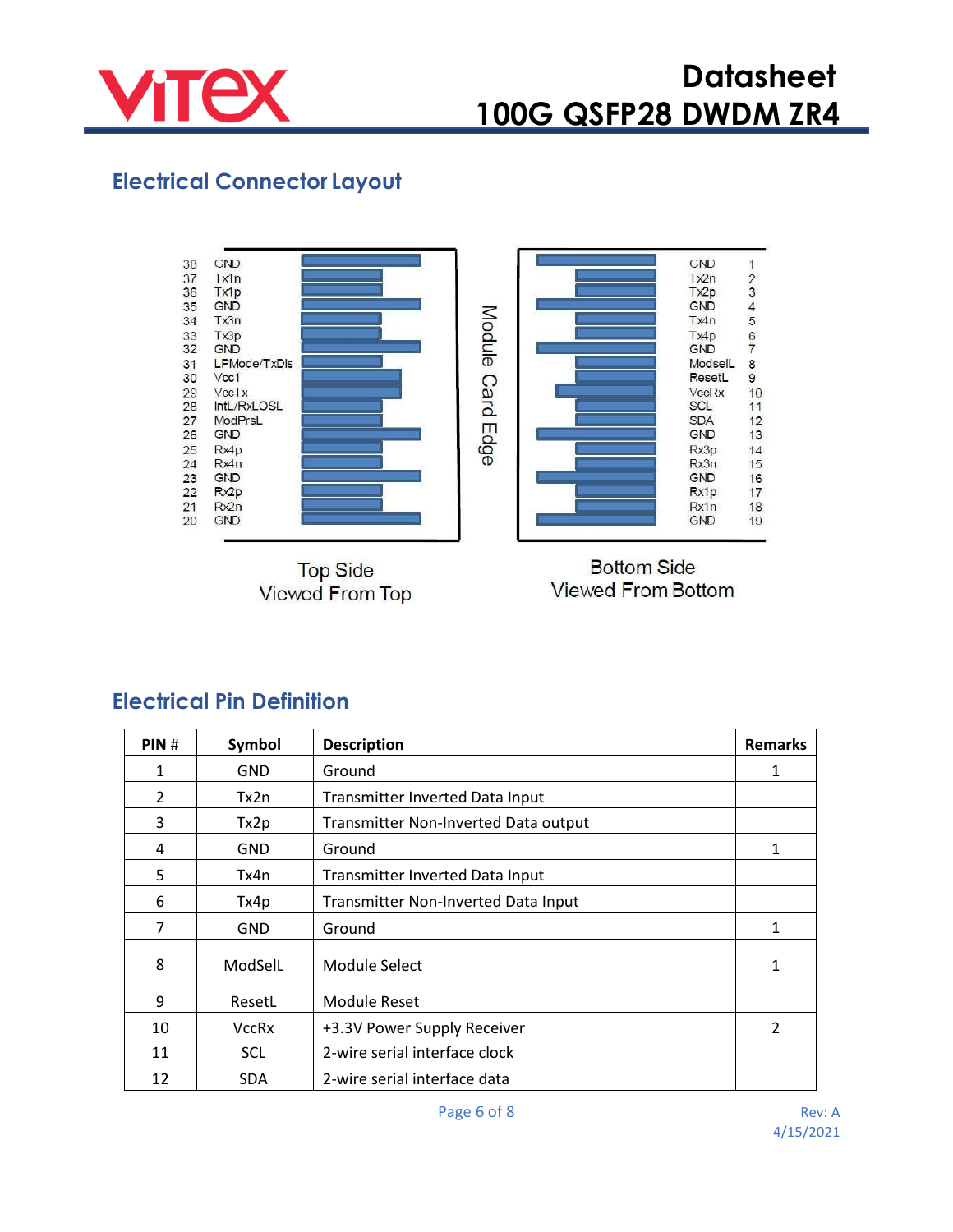## Electrical Connector Layout

| Pin | Signal (Top Side) |
|---|---|
| 38 | GND |
| 37 | Tx1n |
| 36 | Tx1p |
| 35 | GND |
| 34 | Tx3n |
| 33 | Tx3p |
| 32 | GND |
| 31 | LPMode/TxDis |
| 30 | Vcc1 |
| 29 | VccTx |
| 28 | IntL/RxLOSL |
| 27 | ModPrsL |
| 26 | GND |
| 25 | Rx4p |
| 24 | Rx4n |
| 23 | GND |
| 22 | Rx2p |
| 21 | Rx2n |
| 20 | GND |

| Signal (Bottom Side) | Pin |
|---|---|
| GND | 1 |
| Tx2n | 2 |
| Tx2p | 3 |
| GND | 4 |
| Tx4n | 5 |
| Tx4p | 6 |
| GND | 7 |
| ModselL | 8 |
| ResetL | 9 |
| VccRx | 10 |
| SCL | 11 |
| SDA | 12 |
| GND | 13 |
| Rx3p | 14 |
| Rx3n | 15 |
| GND | 16 |
| Rx1p | 17 |
| Rx1n | 18 |
| GND | 19 |

Module Card Edge

Top Side
Viewed From Top

Bottom Side
Viewed From Bottom

## Electrical Pin Definition

| PIN # | Symbol | Description | Remarks |
|---|---|---|---|
| 1 | GND | Ground | 1 |
| 2 | Tx2n | Transmitter Inverted Data Input | |
| 3 | Tx2p | Transmitter Non-Inverted Data output | |
| 4 | GND | Ground | 1 |
| 5 | Tx4n | Transmitter Inverted Data Input | |
| 6 | Tx4p | Transmitter Non-Inverted Data Input | |
| 7 | GND | Ground | 1 |
| 8 | ModSelL | Module Select | 1 |
| 9 | ResetL | Module Reset | |
| 10 | VccRx | +3.3V Power Supply Receiver | 2 |
| 11 | SCL | 2-wire serial interface clock | |
| 12 | SDA | 2-wire serial interface data | |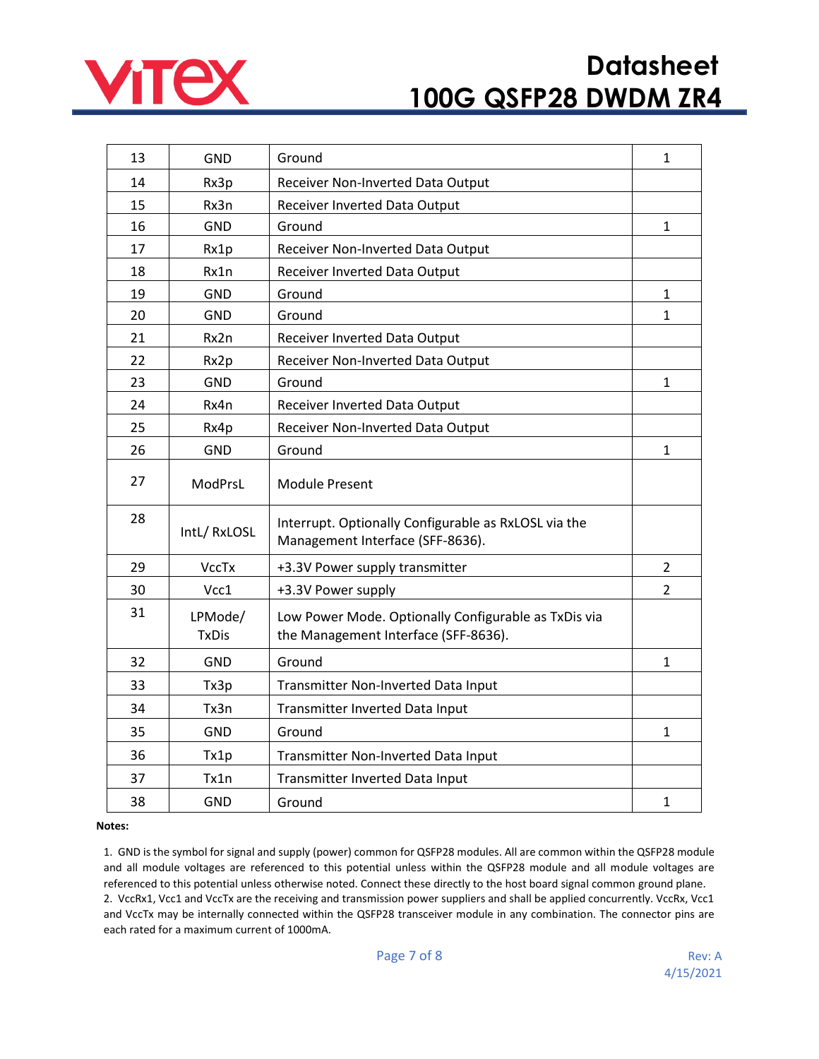| 13 | GND | Ground | 1 |
|---|---|---|---|
| 14 | Rx3p | Receiver Non-Inverted Data Output | |
| 15 | Rx3n | Receiver Inverted Data Output | |
| 16 | GND | Ground | 1 |
| 17 | Rx1p | Receiver Non-Inverted Data Output | |
| 18 | Rx1n | Receiver Inverted Data Output | |
| 19 | GND | Ground | 1 |
| 20 | GND | Ground | 1 |
| 21 | Rx2n | Receiver Inverted Data Output | |
| 22 | Rx2p | Receiver Non-Inverted Data Output | |
| 23 | GND | Ground | 1 |
| 24 | Rx4n | Receiver Inverted Data Output | |
| 25 | Rx4p | Receiver Non-Inverted Data Output | |
| 26 | GND | Ground | 1 |
| 27 | ModPrsL | Module Present | |
| 28 | IntL/ RxLOSL | Interrupt. Optionally Configurable as RxLOSL via the Management Interface (SFF-8636). | |
| 29 | VccTx | +3.3V Power supply transmitter | 2 |
| 30 | Vcc1 | +3.3V Power supply | 2 |
| 31 | LPMode/ TxDis | Low Power Mode. Optionally Configurable as TxDis via the Management Interface (SFF-8636). | |
| 32 | GND | Ground | 1 |
| 33 | Tx3p | Transmitter Non-Inverted Data Input | |
| 34 | Tx3n | Transmitter Inverted Data Input | |
| 35 | GND | Ground | 1 |
| 36 | Tx1p | Transmitter Non-Inverted Data Input | |
| 37 | Tx1n | Transmitter Inverted Data Input | |
| 38 | GND | Ground | 1 |

**Notes:**

1. GND is the symbol for signal and supply (power) common for QSFP28 modules. All are common within the QSFP28 module and all module voltages are referenced to this potential unless within the QSFP28 module and all module voltages are referenced to this potential unless otherwise noted. Connect these directly to the host board signal common ground plane.
2. VccRx1, Vcc1 and VccTx are the receiving and transmission power suppliers and shall be applied concurrently. VccRx, Vcc1 and VccTx may be internally connected within the QSFP28 transceiver module in any combination. The connector pins are each rated for a maximum current of 1000mA.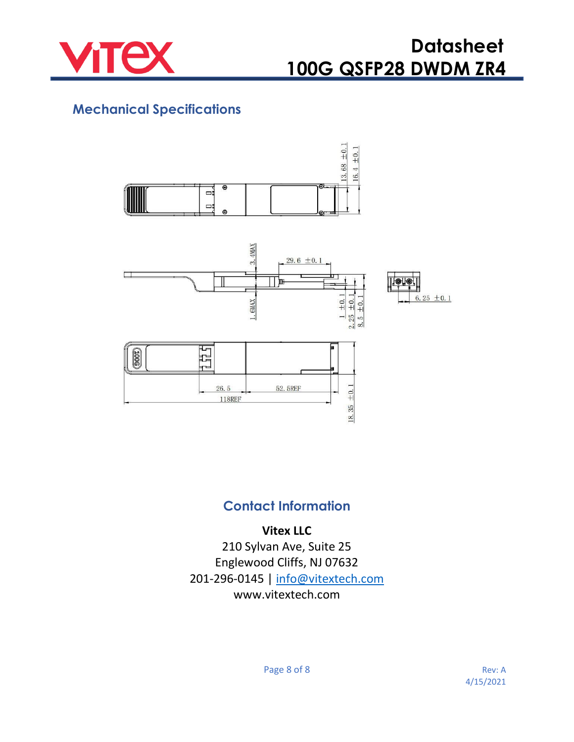## Mechanical Specifications

13.68 ±0.1

16.4 ±0.1

3.4MAX

29.6 ±0.1

1.6MAX

1 ±0.1

2.25 ±0.1

8.5 ±0.1

6.25 ±0.1

100G

26.5

52.5REF

118REF

18.35 ±0.1

## Contact Information

**Vitex LLC**

210 Sylvan Ave, Suite 25

Englewood Cliffs, NJ 07632

201-296-0145 | info@vitextech.com

www.vitextech.com